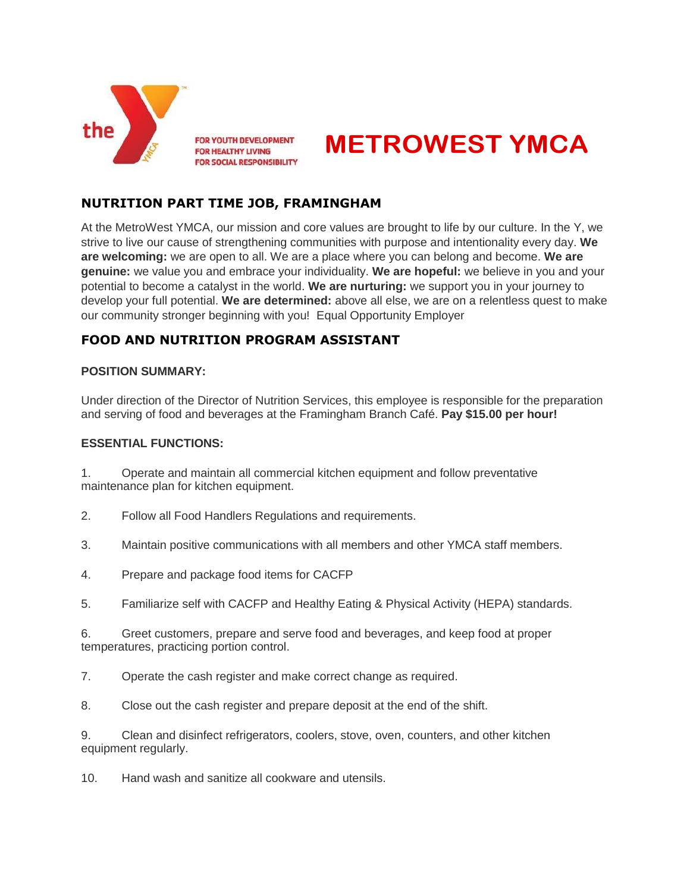FOR YOUTH DEVELOPMENT
FOR HEALTHY LIVING
FOR SOCIAL RESPONSIBILITY

# METROWEST YMCA

## NUTRITION PART TIME JOB, FRAMINGHAM

At the MetroWest YMCA, our mission and core values are brought to life by our culture. In the Y, we strive to live our cause of strengthening communities with purpose and intentionality every day. **We are welcoming:** we are open to all. We are a place where you can belong and become. **We are genuine:** we value you and embrace your individuality. **We are hopeful:** we believe in you and your potential to become a catalyst in the world. **We are nurturing:** we support you in your journey to develop your full potential. **We are determined:** above all else, we are on a relentless quest to make our community stronger beginning with you! Equal Opportunity Employer

## FOOD AND NUTRITION PROGRAM ASSISTANT

**POSITION SUMMARY:**

Under direction of the Director of Nutrition Services, this employee is responsible for the preparation and serving of food and beverages at the Framingham Branch Café. **Pay $15.00 per hour!**

**ESSENTIAL FUNCTIONS:**

1. Operate and maintain all commercial kitchen equipment and follow preventative maintenance plan for kitchen equipment.

2. Follow all Food Handlers Regulations and requirements.

3. Maintain positive communications with all members and other YMCA staff members.

4. Prepare and package food items for CACFP

5. Familiarize self with CACFP and Healthy Eating & Physical Activity (HEPA) standards.

6. Greet customers, prepare and serve food and beverages, and keep food at proper temperatures, practicing portion control.

7. Operate the cash register and make correct change as required.

8. Close out the cash register and prepare deposit at the end of the shift.

9. Clean and disinfect refrigerators, coolers, stove, oven, counters, and other kitchen equipment regularly.

10. Hand wash and sanitize all cookware and utensils.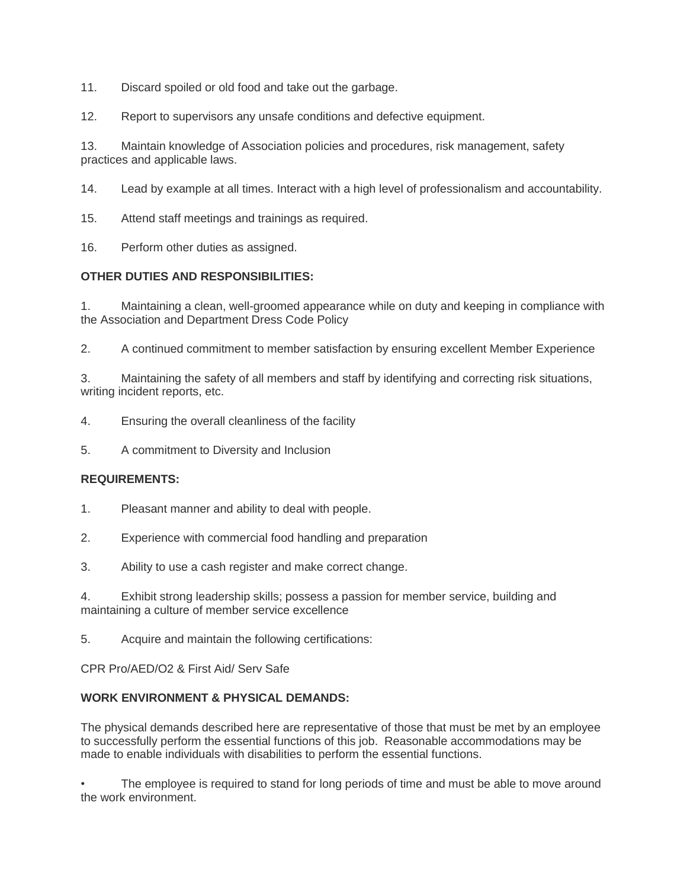11. Discard spoiled or old food and take out the garbage.

12. Report to supervisors any unsafe conditions and defective equipment.

13. Maintain knowledge of Association policies and procedures, risk management, safety practices and applicable laws.

14. Lead by example at all times. Interact with a high level of professionalism and accountability.

15. Attend staff meetings and trainings as required.

16. Perform other duties as assigned.

**OTHER DUTIES AND RESPONSIBILITIES:**

1. Maintaining a clean, well-groomed appearance while on duty and keeping in compliance with the Association and Department Dress Code Policy

2. A continued commitment to member satisfaction by ensuring excellent Member Experience

3. Maintaining the safety of all members and staff by identifying and correcting risk situations, writing incident reports, etc.

4. Ensuring the overall cleanliness of the facility

5. A commitment to Diversity and Inclusion

**REQUIREMENTS:**

1. Pleasant manner and ability to deal with people.

2. Experience with commercial food handling and preparation

3. Ability to use a cash register and make correct change.

4. Exhibit strong leadership skills; possess a passion for member service, building and maintaining a culture of member service excellence

5. Acquire and maintain the following certifications:

CPR Pro/AED/O2 & First Aid/ Serv Safe

**WORK ENVIRONMENT & PHYSICAL DEMANDS:**

The physical demands described here are representative of those that must be met by an employee to successfully perform the essential functions of this job. Reasonable accommodations may be made to enable individuals with disabilities to perform the essential functions.

- The employee is required to stand for long periods of time and must be able to move around the work environment.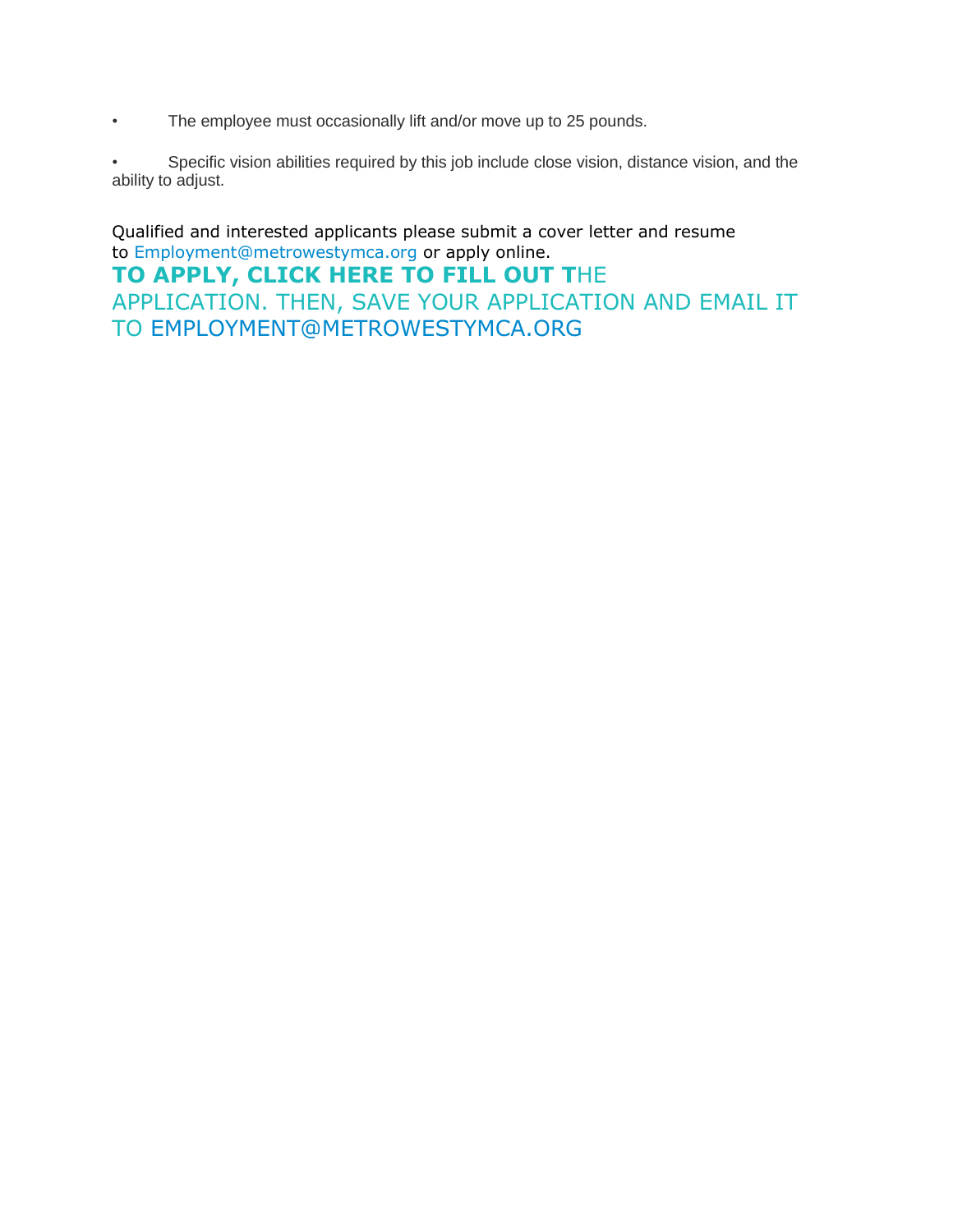- The employee must occasionally lift and/or move up to 25 pounds.

- Specific vision abilities required by this job include close vision, distance vision, and the ability to adjust.

Qualified and interested applicants please submit a cover letter and resume to Employment@metrowestymca.org or apply online.

**TO APPLY, CLICK HERE TO FILL OUT T**HE APPLICATION. THEN, SAVE YOUR APPLICATION AND EMAIL IT TO EMPLOYMENT@METROWESTYMCA.ORG